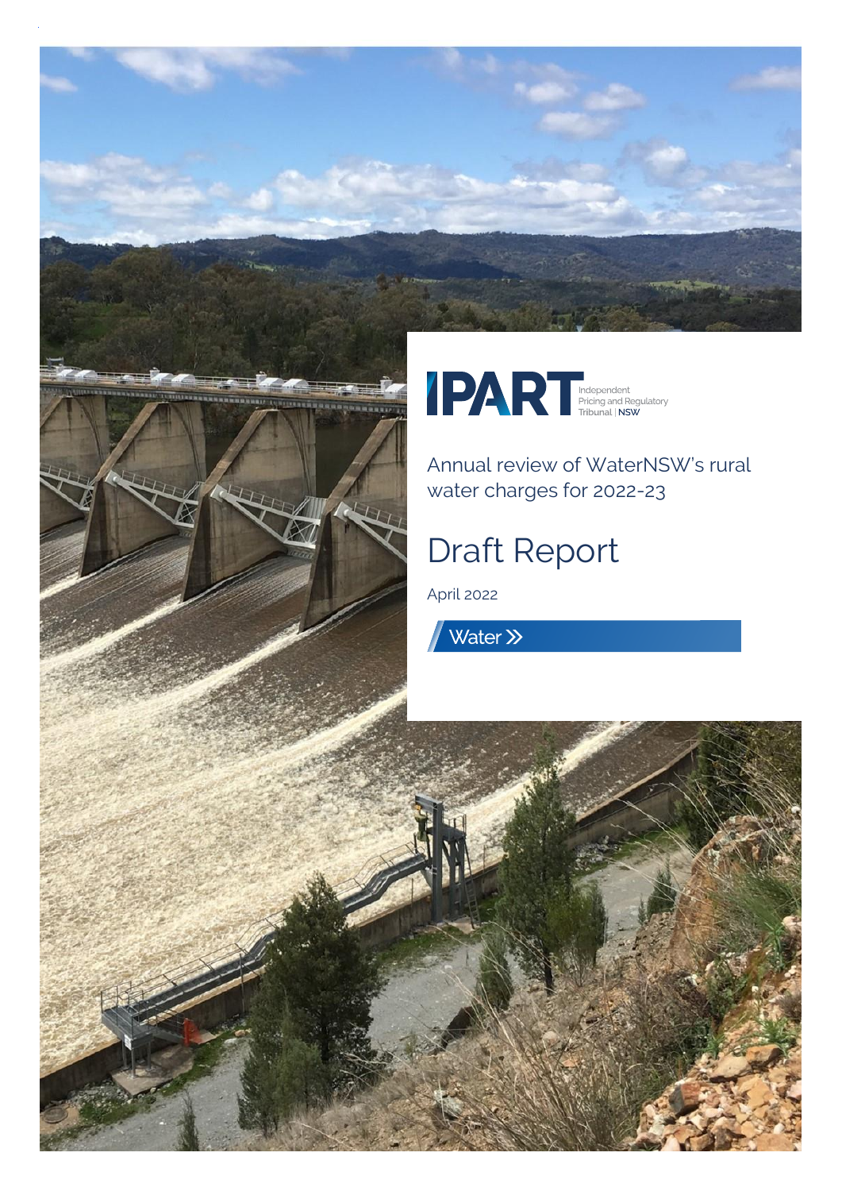IPART Independent Pricing and Regulatory Tribunal | NSW

Annual review of WaterNSW's rural water charges for 2022-23

# Draft Report

April 2022

Water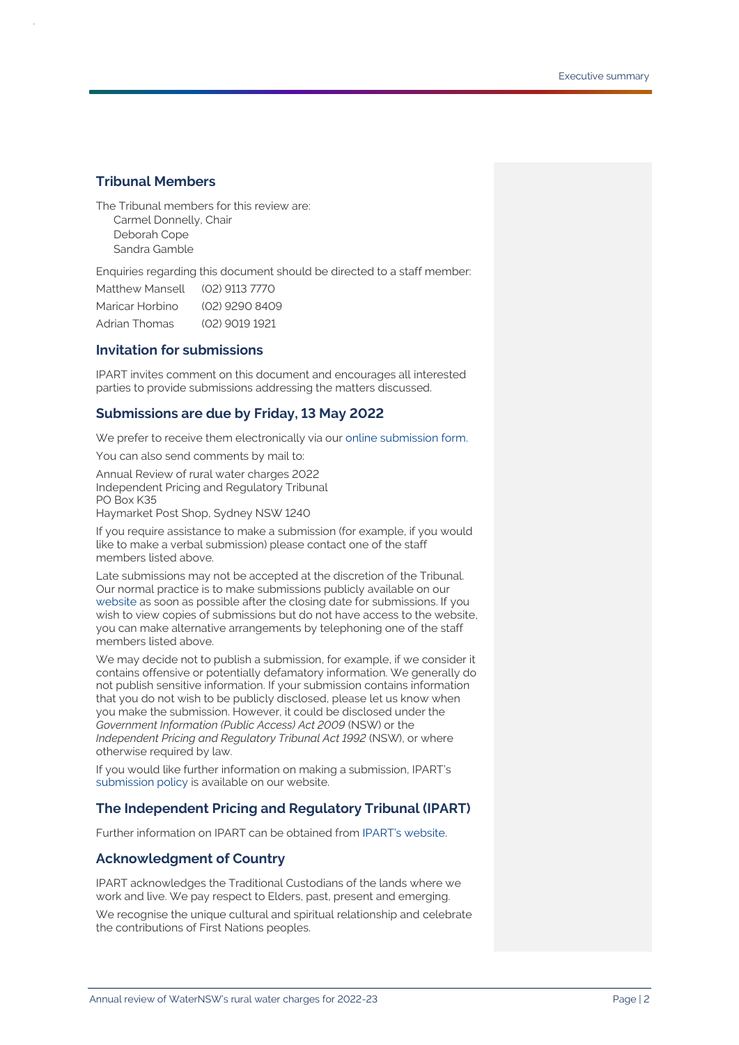## Tribunal Members

The Tribunal members for this review are:
Carmel Donnelly, Chair
Deborah Cope
Sandra Gamble

Enquiries regarding this document should be directed to a staff member:

| | |
|---|---|
| Matthew Mansell | (02) 9113 7770 |
| Maricar Horbino | (02) 9290 8409 |
| Adrian Thomas | (02) 9019 1921 |

## Invitation for submissions

IPART invites comment on this document and encourages all interested parties to provide submissions addressing the matters discussed.

## Submissions are due by Friday, 13 May 2022

We prefer to receive them electronically via our online submission form.

You can also send comments by mail to:

Annual Review of rural water charges 2022
Independent Pricing and Regulatory Tribunal
PO Box K35
Haymarket Post Shop, Sydney NSW 1240

If you require assistance to make a submission (for example, if you would like to make a verbal submission) please contact one of the staff members listed above.

Late submissions may not be accepted at the discretion of the Tribunal. Our normal practice is to make submissions publicly available on our website as soon as possible after the closing date for submissions. If you wish to view copies of submissions but do not have access to the website, you can make alternative arrangements by telephoning one of the staff members listed above.

We may decide not to publish a submission, for example, if we consider it contains offensive or potentially defamatory information. We generally do not publish sensitive information. If your submission contains information that you do not wish to be publicly disclosed, please let us know when you make the submission. However, it could be disclosed under the *Government Information (Public Access) Act 2009* (NSW) or the *Independent Pricing and Regulatory Tribunal Act 1992* (NSW), or where otherwise required by law.

If you would like further information on making a submission, IPART's submission policy is available on our website.

## The Independent Pricing and Regulatory Tribunal (IPART)

Further information on IPART can be obtained from IPART's website.

## Acknowledgment of Country

IPART acknowledges the Traditional Custodians of the lands where we work and live. We pay respect to Elders, past, present and emerging.

We recognise the unique cultural and spiritual relationship and celebrate the contributions of First Nations peoples.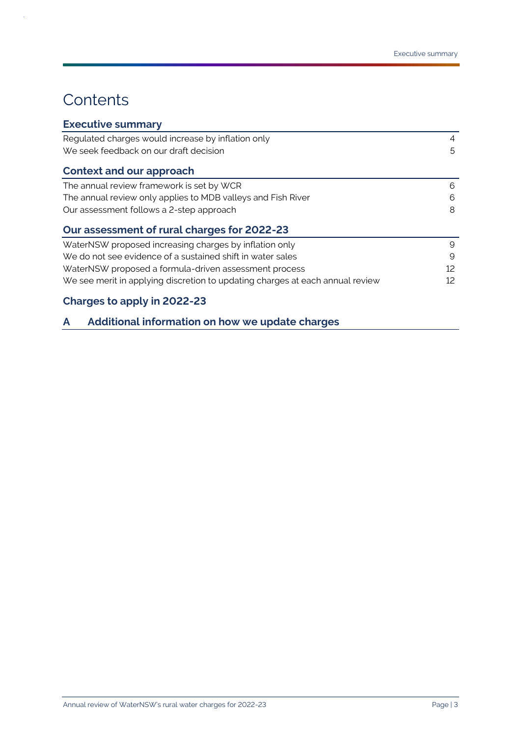# Contents

**Executive summary**

| | |
|---|---|
| Regulated charges would increase by inflation only | 4 |
| We seek feedback on our draft decision | 5 |

**Context and our approach**

| | |
|---|---|
| The annual review framework is set by WCR | 6 |
| The annual review only applies to MDB valleys and Fish River | 6 |
| Our assessment follows a 2-step approach | 8 |

**Our assessment of rural charges for 2022-23**

| | |
|---|---|
| WaterNSW proposed increasing charges by inflation only | 9 |
| We do not see evidence of a sustained shift in water sales | 9 |
| WaterNSW proposed a formula-driven assessment process | 12 |
| We see merit in applying discretion to updating charges at each annual review | 12 |

**Charges to apply in 2022-23**

**A Additional information on how we update charges**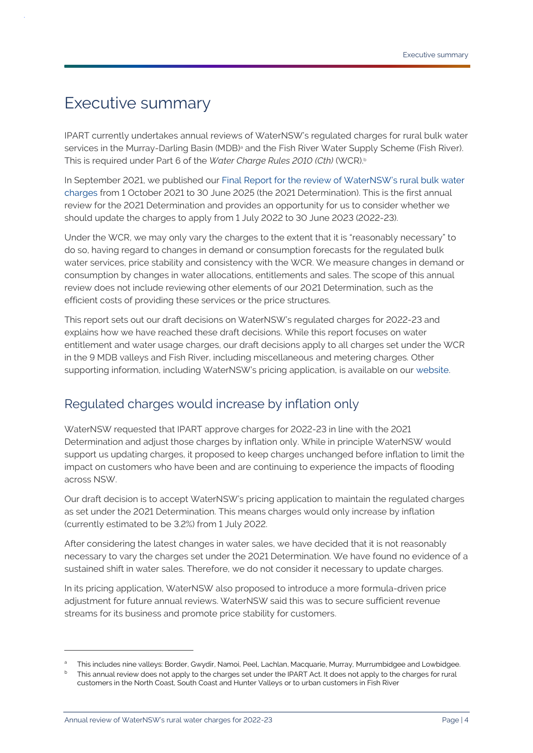# Executive summary

IPART currently undertakes annual reviews of WaterNSW's regulated charges for rural bulk water services in the Murray-Darling Basin (MDB)[a] and the Fish River Water Supply Scheme (Fish River). This is required under Part 6 of the *Water Charge Rules 2010 (Cth)* (WCR).[b]

In September 2021, we published our Final Report for the review of WaterNSW's rural bulk water charges from 1 October 2021 to 30 June 2025 (the 2021 Determination). This is the first annual review for the 2021 Determination and provides an opportunity for us to consider whether we should update the charges to apply from 1 July 2022 to 30 June 2023 (2022-23).

Under the WCR, we may only vary the charges to the extent that it is "reasonably necessary" to do so, having regard to changes in demand or consumption forecasts for the regulated bulk water services, price stability and consistency with the WCR. We measure changes in demand or consumption by changes in water allocations, entitlements and sales. The scope of this annual review does not include reviewing other elements of our 2021 Determination, such as the efficient costs of providing these services or the price structures.

This report sets out our draft decisions on WaterNSW's regulated charges for 2022-23 and explains how we have reached these draft decisions. While this report focuses on water entitlement and water usage charges, our draft decisions apply to all charges set under the WCR in the 9 MDB valleys and Fish River, including miscellaneous and metering charges. Other supporting information, including WaterNSW's pricing application, is available on our website.

## Regulated charges would increase by inflation only

WaterNSW requested that IPART approve charges for 2022-23 in line with the 2021 Determination and adjust those charges by inflation only. While in principle WaterNSW would support us updating charges, it proposed to keep charges unchanged before inflation to limit the impact on customers who have been and are continuing to experience the impacts of flooding across NSW.

Our draft decision is to accept WaterNSW's pricing application to maintain the regulated charges as set under the 2021 Determination. This means charges would only increase by inflation (currently estimated to be 3.2%) from 1 July 2022.

After considering the latest changes in water sales, we have decided that it is not reasonably necessary to vary the charges set under the 2021 Determination. We have found no evidence of a sustained shift in water sales. Therefore, we do not consider it necessary to update charges.

In its pricing application, WaterNSW also proposed to introduce a more formula-driven price adjustment for future annual reviews. WaterNSW said this was to secure sufficient revenue streams for its business and promote price stability for customers.

---

[a] This includes nine valleys: Border, Gwydir, Namoi, Peel, Lachlan, Macquarie, Murray, Murrumbidgee and Lowbidgee.

[b] This annual review does not apply to the charges set under the IPART Act. It does not apply to the charges for rural customers in the North Coast, South Coast and Hunter Valleys or to urban customers in Fish River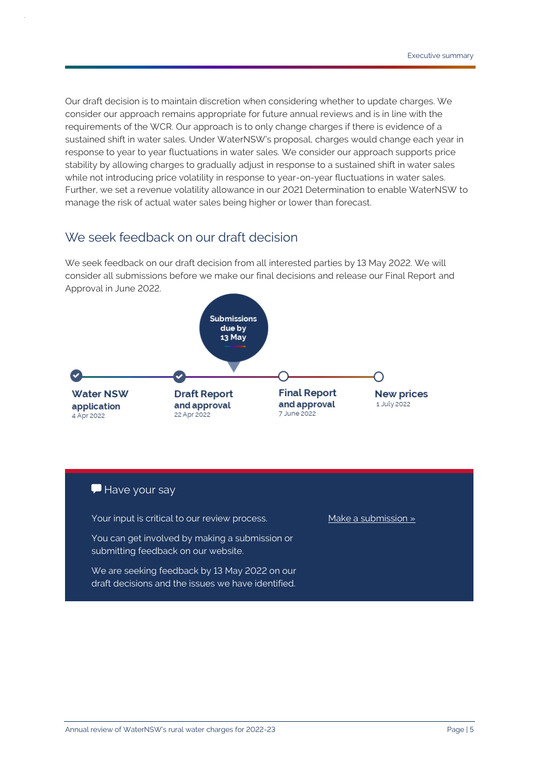Our draft decision is to maintain discretion when considering whether to update charges. We consider our approach remains appropriate for future annual reviews and is in line with the requirements of the WCR. Our approach is to only change charges if there is evidence of a sustained shift in water sales. Under WaterNSW's proposal, charges would change each year in response to year to year fluctuations in water sales. We consider our approach supports price stability by allowing charges to gradually adjust in response to a sustained shift in water sales while not introducing price volatility in response to year-on-year fluctuations in water sales. Further, we set a revenue volatility allowance in our 2021 Determination to enable WaterNSW to manage the risk of actual water sales being higher or lower than forecast.

## We seek feedback on our draft decision

We seek feedback on our draft decision from all interested parties by 13 May 2022. We will consider all submissions before we make our final decisions and release our Final Report and Approval in June 2022.

**Submissions due by 13 May**

- **Water NSW application** – 4 Apr 2022
- **Draft Report and approval** – 22 Apr 2022
- **Final Report and approval** – 7 June 2022
- **New prices** – 1 July 2022

### Have your say

Your input is critical to our review process.

You can get involved by making a submission or submitting feedback on our website.

We are seeking feedback by 13 May 2022 on our draft decisions and the issues we have identified.

Make a submission »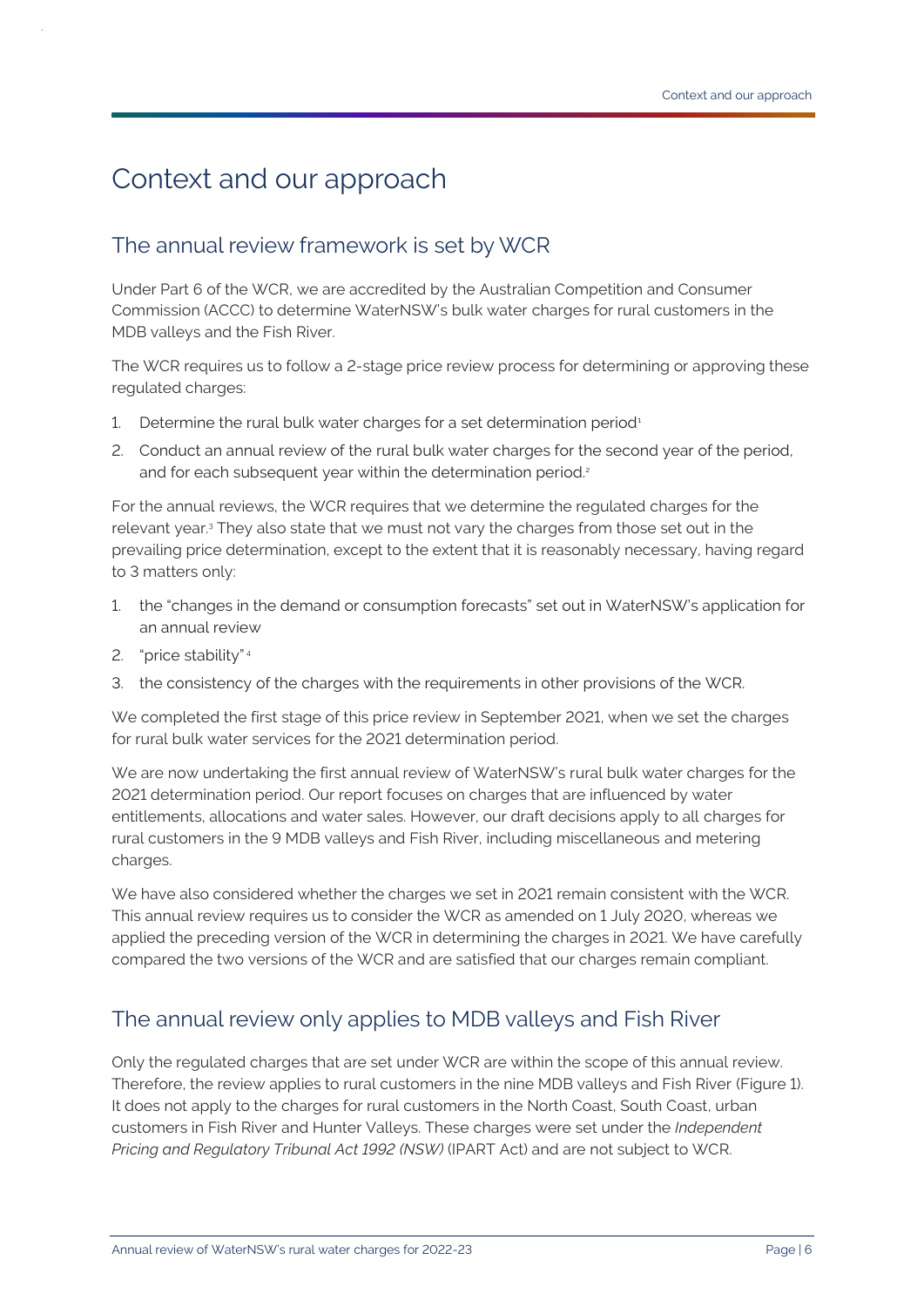# Context and our approach

## The annual review framework is set by WCR

Under Part 6 of the WCR, we are accredited by the Australian Competition and Consumer Commission (ACCC) to determine WaterNSW's bulk water charges for rural customers in the MDB valleys and the Fish River.

The WCR requires us to follow a 2-stage price review process for determining or approving these regulated charges:

1. Determine the rural bulk water charges for a set determination period[1]
2. Conduct an annual review of the rural bulk water charges for the second year of the period, and for each subsequent year within the determination period.[2]

For the annual reviews, the WCR requires that we determine the regulated charges for the relevant year.[3] They also state that we must not vary the charges from those set out in the prevailing price determination, except to the extent that it is reasonably necessary, having regard to 3 matters only:

1. the "changes in the demand or consumption forecasts" set out in WaterNSW's application for an annual review
2. "price stability"[4]
3. the consistency of the charges with the requirements in other provisions of the WCR.

We completed the first stage of this price review in September 2021, when we set the charges for rural bulk water services for the 2021 determination period.

We are now undertaking the first annual review of WaterNSW's rural bulk water charges for the 2021 determination period. Our report focuses on charges that are influenced by water entitlements, allocations and water sales. However, our draft decisions apply to all charges for rural customers in the 9 MDB valleys and Fish River, including miscellaneous and metering charges.

We have also considered whether the charges we set in 2021 remain consistent with the WCR. This annual review requires us to consider the WCR as amended on 1 July 2020, whereas we applied the preceding version of the WCR in determining the charges in 2021. We have carefully compared the two versions of the WCR and are satisfied that our charges remain compliant.

## The annual review only applies to MDB valleys and Fish River

Only the regulated charges that are set under WCR are within the scope of this annual review. Therefore, the review applies to rural customers in the nine MDB valleys and Fish River (Figure 1). It does not apply to the charges for rural customers in the North Coast, South Coast, urban customers in Fish River and Hunter Valleys. These charges were set under the *Independent Pricing and Regulatory Tribunal Act 1992 (NSW)* (IPART Act) and are not subject to WCR.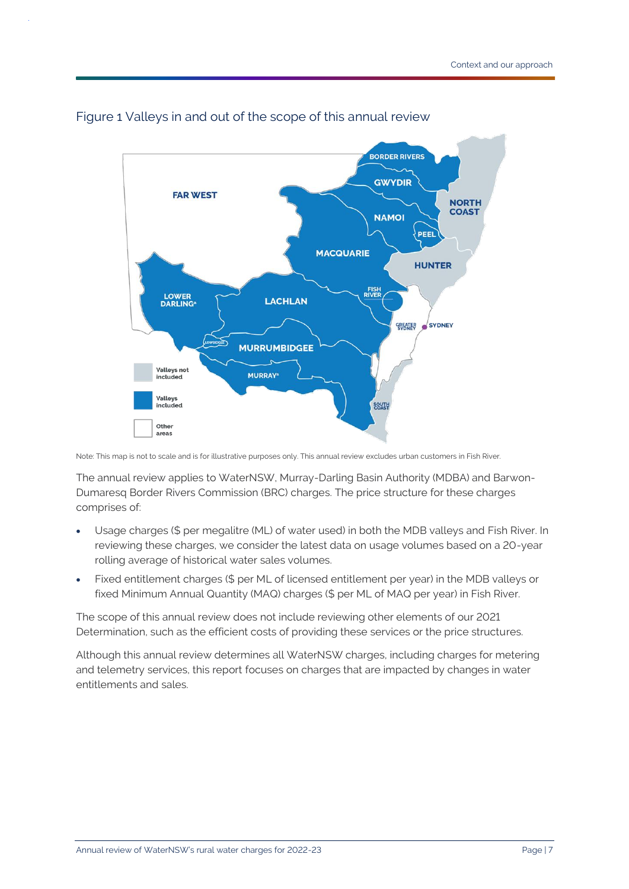Figure 1 Valleys in and out of the scope of this annual review

Note: This map is not to scale and is for illustrative purposes only. This annual review excludes urban customers in Fish River.

The annual review applies to WaterNSW, Murray-Darling Basin Authority (MDBA) and Barwon-Dumaresq Border Rivers Commission (BRC) charges. The price structure for these charges comprises of:

- Usage charges ($ per megalitre (ML) of water used) in both the MDB valleys and Fish River. In reviewing these charges, we consider the latest data on usage volumes based on a 20-year rolling average of historical water sales volumes.
- Fixed entitlement charges ($ per ML of licensed entitlement per year) in the MDB valleys or fixed Minimum Annual Quantity (MAQ) charges ($ per ML of MAQ per year) in Fish River.

The scope of this annual review does not include reviewing other elements of our 2021 Determination, such as the efficient costs of providing these services or the price structures.

Although this annual review determines all WaterNSW charges, including charges for metering and telemetry services, this report focuses on charges that are impacted by changes in water entitlements and sales.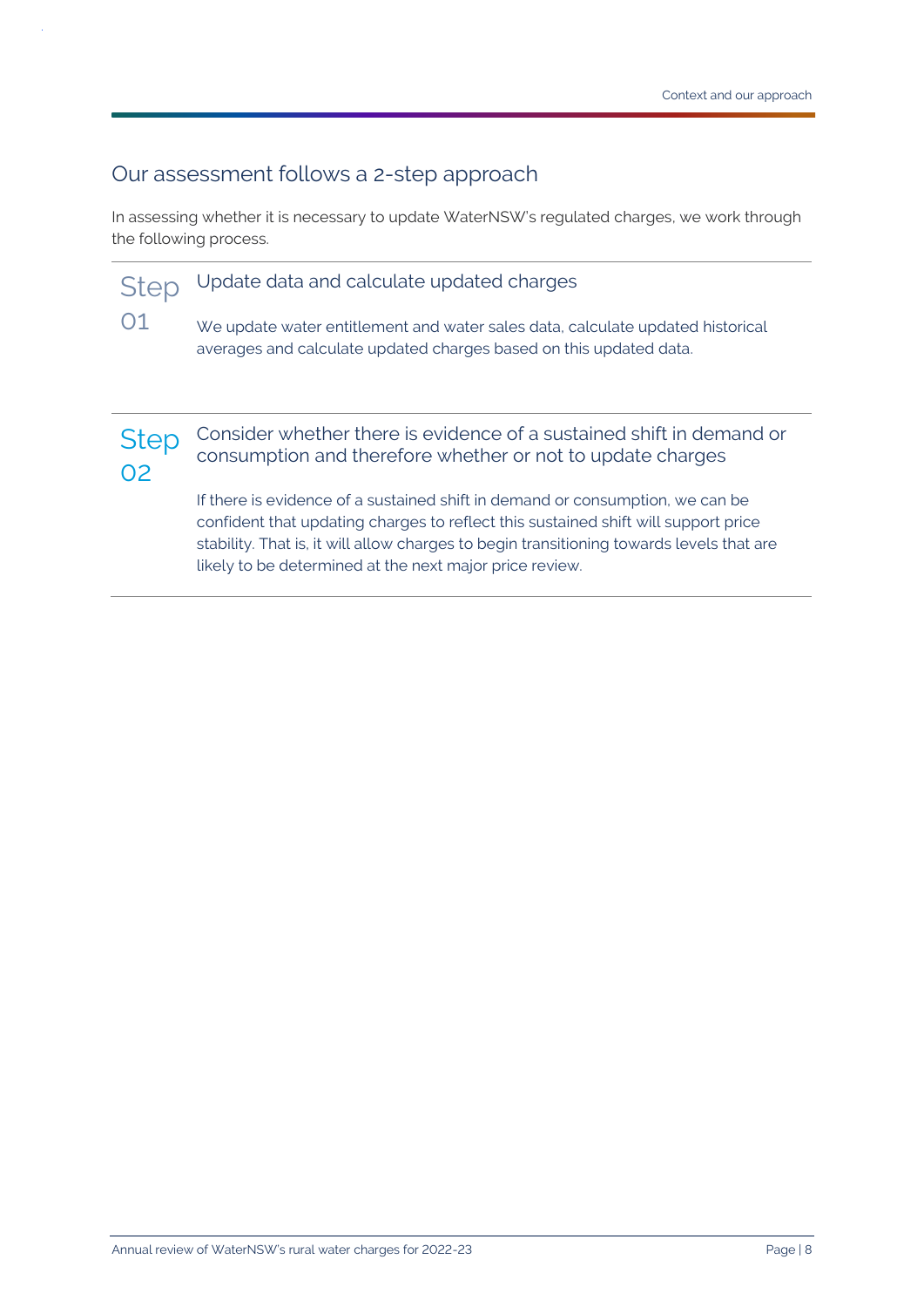## Our assessment follows a 2-step approach

In assessing whether it is necessary to update WaterNSW's regulated charges, we work through the following process.

### Step 01 — Update data and calculate updated charges

We update water entitlement and water sales data, calculate updated historical averages and calculate updated charges based on this updated data.

### Step 02 — Consider whether there is evidence of a sustained shift in demand or consumption and therefore whether or not to update charges

If there is evidence of a sustained shift in demand or consumption, we can be confident that updating charges to reflect this sustained shift will support price stability. That is, it will allow charges to begin transitioning towards levels that are likely to be determined at the next major price review.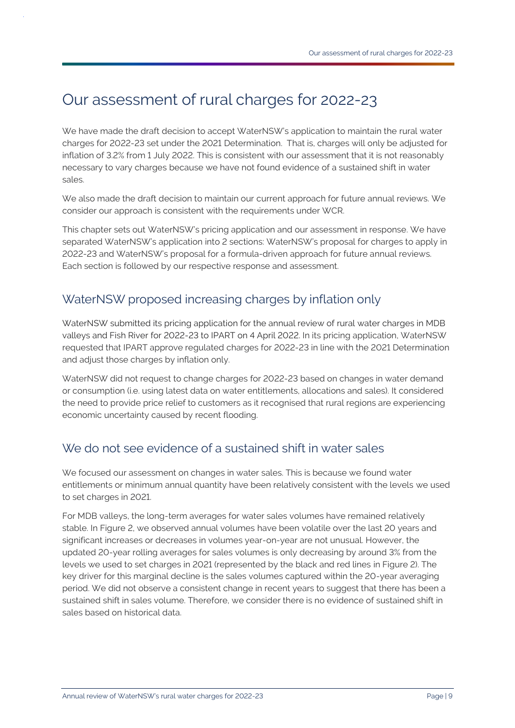# Our assessment of rural charges for 2022-23

We have made the draft decision to accept WaterNSW's application to maintain the rural water charges for 2022-23 set under the 2021 Determination. That is, charges will only be adjusted for inflation of 3.2% from 1 July 2022. This is consistent with our assessment that it is not reasonably necessary to vary charges because we have not found evidence of a sustained shift in water sales.

We also made the draft decision to maintain our current approach for future annual reviews. We consider our approach is consistent with the requirements under WCR.

This chapter sets out WaterNSW's pricing application and our assessment in response. We have separated WaterNSW's application into 2 sections: WaterNSW's proposal for charges to apply in 2022-23 and WaterNSW's proposal for a formula-driven approach for future annual reviews. Each section is followed by our respective response and assessment.

## WaterNSW proposed increasing charges by inflation only

WaterNSW submitted its pricing application for the annual review of rural water charges in MDB valleys and Fish River for 2022-23 to IPART on 4 April 2022. In its pricing application, WaterNSW requested that IPART approve regulated charges for 2022-23 in line with the 2021 Determination and adjust those charges by inflation only.

WaterNSW did not request to change charges for 2022-23 based on changes in water demand or consumption (i.e. using latest data on water entitlements, allocations and sales). It considered the need to provide price relief to customers as it recognised that rural regions are experiencing economic uncertainty caused by recent flooding.

## We do not see evidence of a sustained shift in water sales

We focused our assessment on changes in water sales. This is because we found water entitlements or minimum annual quantity have been relatively consistent with the levels we used to set charges in 2021.

For MDB valleys, the long-term averages for water sales volumes have remained relatively stable. In Figure 2, we observed annual volumes have been volatile over the last 20 years and significant increases or decreases in volumes year-on-year are not unusual. However, the updated 20-year rolling averages for sales volumes is only decreasing by around 3% from the levels we used to set charges in 2021 (represented by the black and red lines in Figure 2). The key driver for this marginal decline is the sales volumes captured within the 20-year averaging period. We did not observe a consistent change in recent years to suggest that there has been a sustained shift in sales volume. Therefore, we consider there is no evidence of sustained shift in sales based on historical data.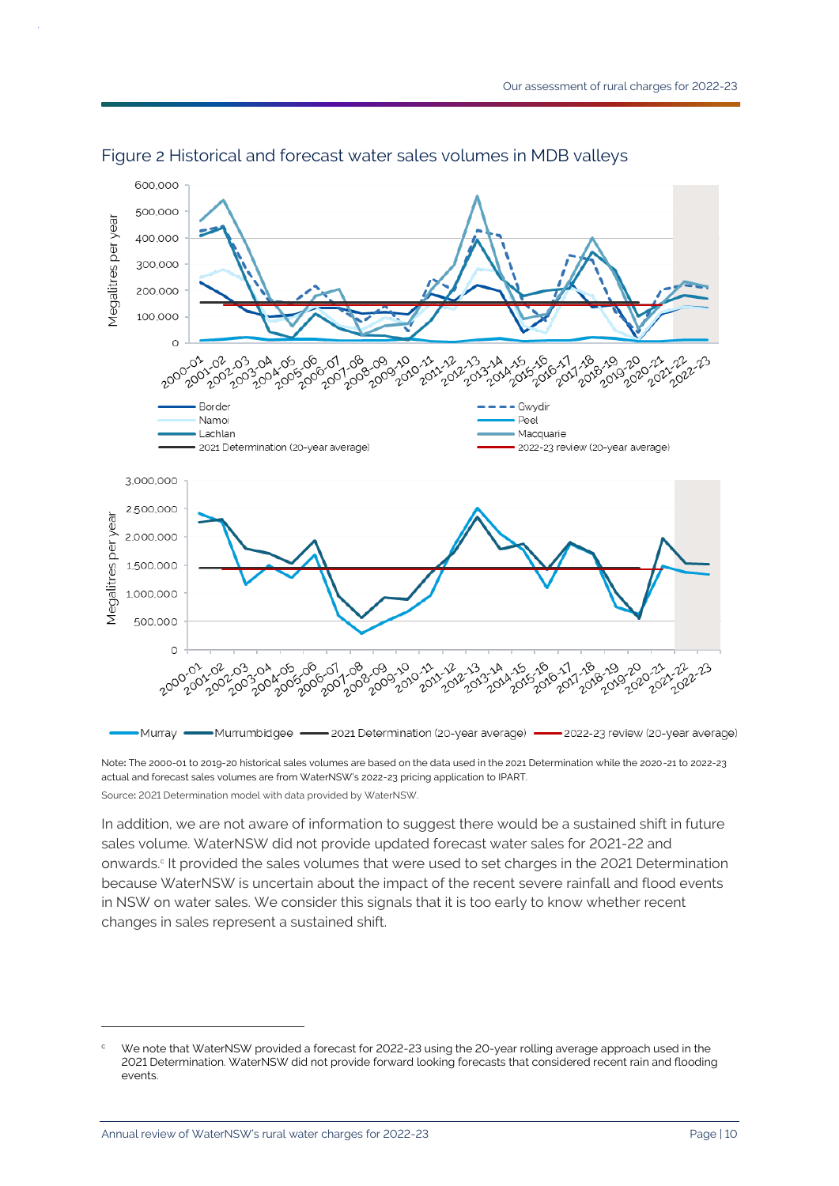## Figure 2 Historical and forecast water sales volumes in MDB valleys

Note: The 2000-01 to 2019-20 historical sales volumes are based on the data used in the 2021 Determination while the 2020-21 to 2022-23 actual and forecast sales volumes are from WaterNSW's 2022-23 pricing application to IPART.

Source: 2021 Determination model with data provided by WaterNSW.

In addition, we are not aware of information to suggest there would be a sustained shift in future sales volume. WaterNSW did not provide updated forecast water sales for 2021-22 and onwards.[c] It provided the sales volumes that were used to set charges in the 2021 Determination because WaterNSW is uncertain about the impact of the recent severe rainfall and flood events in NSW on water sales. We consider this signals that it is too early to know whether recent changes in sales represent a sustained shift.

---

[c] We note that WaterNSW provided a forecast for 2022-23 using the 20-year rolling average approach used in the 2021 Determination. WaterNSW did not provide forward looking forecasts that considered recent rain and flooding events.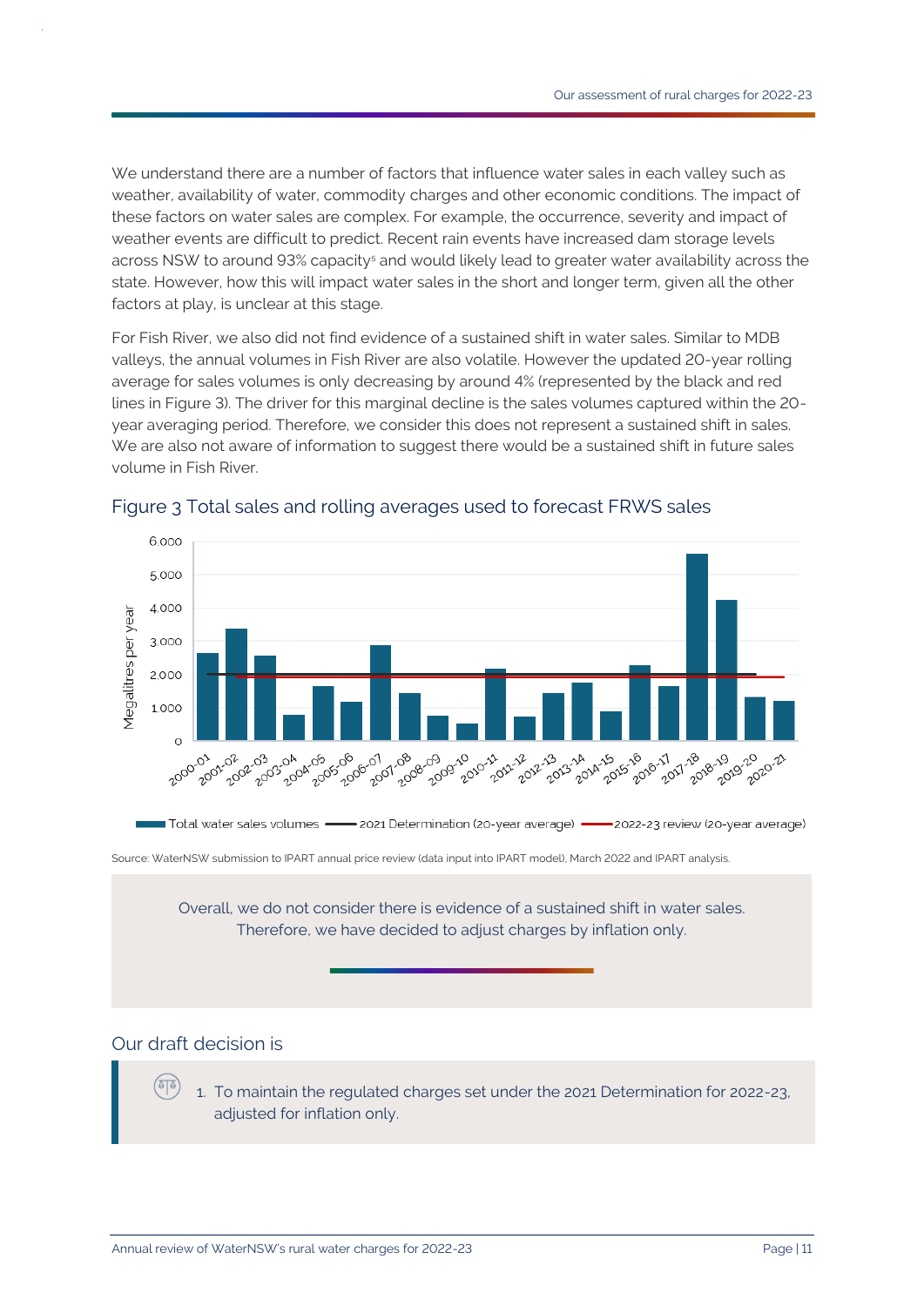We understand there are a number of factors that influence water sales in each valley such as weather, availability of water, commodity charges and other economic conditions. The impact of these factors on water sales are complex. For example, the occurrence, severity and impact of weather events are difficult to predict. Recent rain events have increased dam storage levels across NSW to around 93% capacity[5] and would likely lead to greater water availability across the state. However, how this will impact water sales in the short and longer term, given all the other factors at play, is unclear at this stage.

For Fish River, we also did not find evidence of a sustained shift in water sales. Similar to MDB valleys, the annual volumes in Fish River are also volatile. However the updated 20-year rolling average for sales volumes is only decreasing by around 4% (represented by the black and red lines in Figure 3). The driver for this marginal decline is the sales volumes captured within the 20-year averaging period. Therefore, we consider this does not represent a sustained shift in sales. We are also not aware of information to suggest there would be a sustained shift in future sales volume in Fish River.

## Figure 3 Total sales and rolling averages used to forecast FRWS sales

Source: WaterNSW submission to IPART annual price review (data input into IPART model), March 2022 and IPART analysis.

> Overall, we do not consider there is evidence of a sustained shift in water sales. Therefore, we have decided to adjust charges by inflation only.

## Our draft decision is

1. To maintain the regulated charges set under the 2021 Determination for 2022-23, adjusted for inflation only.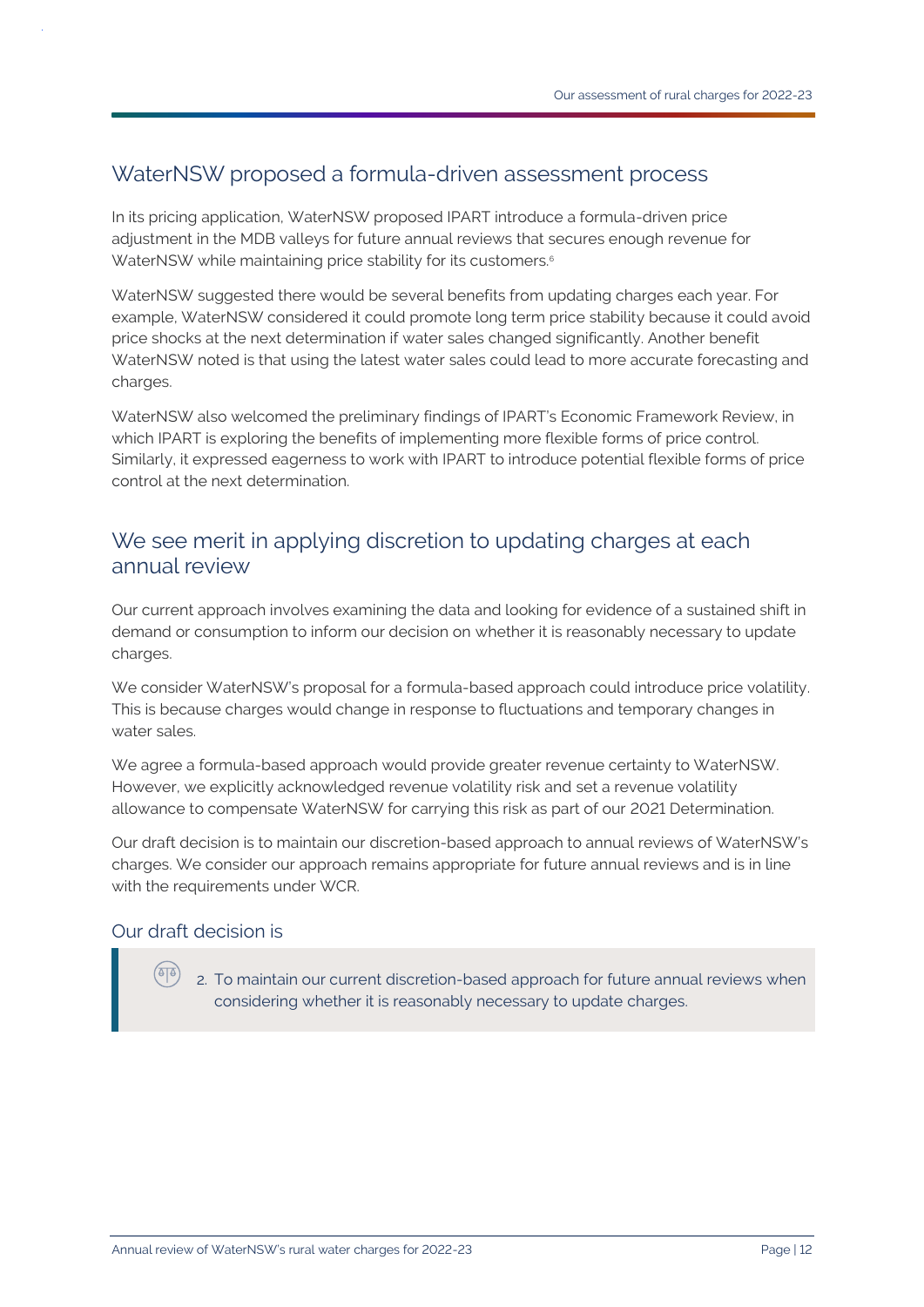## WaterNSW proposed a formula-driven assessment process

In its pricing application, WaterNSW proposed IPART introduce a formula-driven price adjustment in the MDB valleys for future annual reviews that secures enough revenue for WaterNSW while maintaining price stability for its customers.[6]

WaterNSW suggested there would be several benefits from updating charges each year. For example, WaterNSW considered it could promote long term price stability because it could avoid price shocks at the next determination if water sales changed significantly. Another benefit WaterNSW noted is that using the latest water sales could lead to more accurate forecasting and charges.

WaterNSW also welcomed the preliminary findings of IPART's Economic Framework Review, in which IPART is exploring the benefits of implementing more flexible forms of price control. Similarly, it expressed eagerness to work with IPART to introduce potential flexible forms of price control at the next determination.

## We see merit in applying discretion to updating charges at each annual review

Our current approach involves examining the data and looking for evidence of a sustained shift in demand or consumption to inform our decision on whether it is reasonably necessary to update charges.

We consider WaterNSW's proposal for a formula-based approach could introduce price volatility. This is because charges would change in response to fluctuations and temporary changes in water sales.

We agree a formula-based approach would provide greater revenue certainty to WaterNSW. However, we explicitly acknowledged revenue volatility risk and set a revenue volatility allowance to compensate WaterNSW for carrying this risk as part of our 2021 Determination.

Our draft decision is to maintain our discretion-based approach to annual reviews of WaterNSW's charges. We consider our approach remains appropriate for future annual reviews and is in line with the requirements under WCR.

### Our draft decision is

2. To maintain our current discretion-based approach for future annual reviews when considering whether it is reasonably necessary to update charges.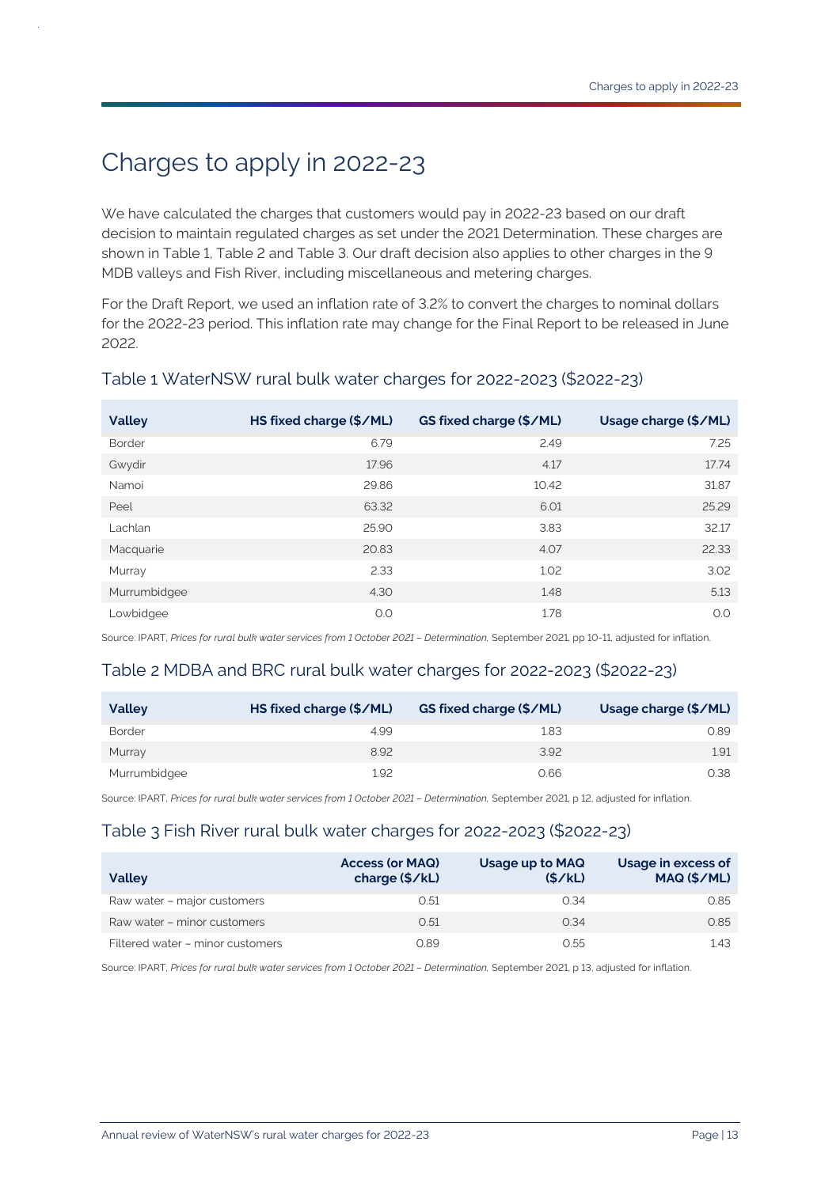# Charges to apply in 2022-23

We have calculated the charges that customers would pay in 2022-23 based on our draft decision to maintain regulated charges as set under the 2021 Determination. These charges are shown in Table 1, Table 2 and Table 3. Our draft decision also applies to other charges in the 9 MDB valleys and Fish River, including miscellaneous and metering charges.

For the Draft Report, we used an inflation rate of 3.2% to convert the charges to nominal dollars for the 2022-23 period. This inflation rate may change for the Final Report to be released in June 2022.

## Table 1 WaterNSW rural bulk water charges for 2022-2023 ($2022-23)

| Valley | HS fixed charge ($/ML) | GS fixed charge ($/ML) | Usage charge ($/ML) |
|---|---|---|---|
| Border | 6.79 | 2.49 | 7.25 |
| Gwydir | 17.96 | 4.17 | 17.74 |
| Namoi | 29.86 | 10.42 | 31.87 |
| Peel | 63.32 | 6.01 | 25.29 |
| Lachlan | 25.90 | 3.83 | 32.17 |
| Macquarie | 20.83 | 4.07 | 22.33 |
| Murray | 2.33 | 1.02 | 3.02 |
| Murrumbidgee | 4.30 | 1.48 | 5.13 |
| Lowbidgee | 0.0 | 1.78 | 0.0 |

Source: IPART, *Prices for rural bulk water services from 1 October 2021 – Determination*, September 2021, pp 10-11, adjusted for inflation.

## Table 2 MDBA and BRC rural bulk water charges for 2022-2023 ($2022-23)

| Valley | HS fixed charge ($/ML) | GS fixed charge ($/ML) | Usage charge ($/ML) |
|---|---|---|---|
| Border | 4.99 | 1.83 | 0.89 |
| Murray | 8.92 | 3.92 | 1.91 |
| Murrumbidgee | 1.92 | 0.66 | 0.38 |

Source: IPART, *Prices for rural bulk water services from 1 October 2021 – Determination*, September 2021, p 12, adjusted for inflation.

## Table 3 Fish River rural bulk water charges for 2022-2023 ($2022-23)

| Valley | Access (or MAQ) charge ($/kL) | Usage up to MAQ ($/kL) | Usage in excess of MAQ ($/ML) |
|---|---|---|---|
| Raw water – major customers | 0.51 | 0.34 | 0.85 |
| Raw water – minor customers | 0.51 | 0.34 | 0.85 |
| Filtered water – minor customers | 0.89 | 0.55 | 1.43 |

Source: IPART, *Prices for rural bulk water services from 1 October 2021 – Determination*, September 2021, p 13, adjusted for inflation.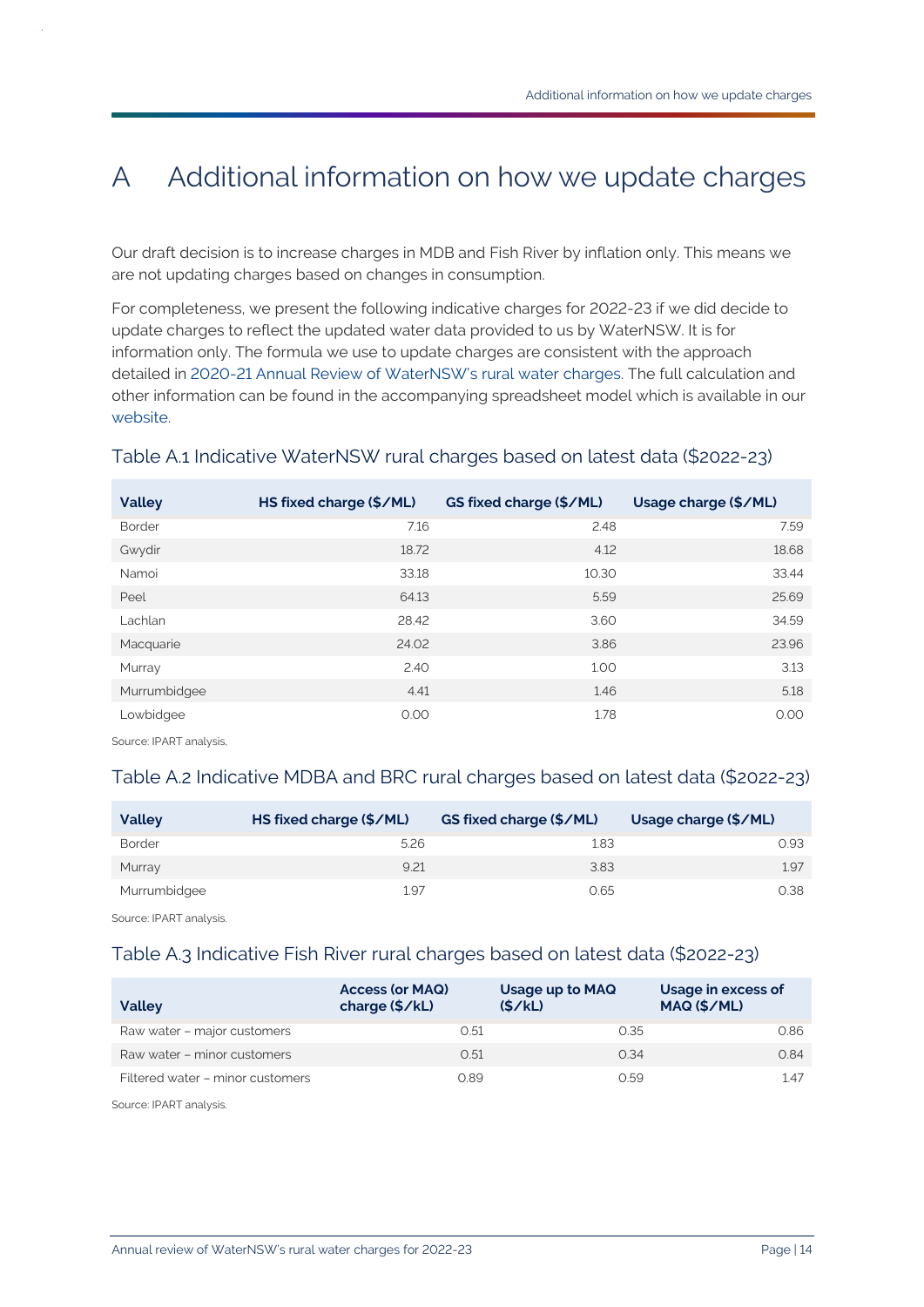# A Additional information on how we update charges

Our draft decision is to increase charges in MDB and Fish River by inflation only. This means we are not updating charges based on changes in consumption.

For completeness, we present the following indicative charges for 2022-23 if we did decide to update charges to reflect the updated water data provided to us by WaterNSW. It is for information only. The formula we use to update charges are consistent with the approach detailed in 2020-21 Annual Review of WaterNSW's rural water charges. The full calculation and other information can be found in the accompanying spreadsheet model which is available in our website.

### Table A.1 Indicative WaterNSW rural charges based on latest data ($2022-23)

| Valley | HS fixed charge ($/ML) | GS fixed charge ($/ML) | Usage charge ($/ML) |
|---|---|---|---|
| Border | 7.16 | 2.48 | 7.59 |
| Gwydir | 18.72 | 4.12 | 18.68 |
| Namoi | 33.18 | 10.30 | 33.44 |
| Peel | 64.13 | 5.59 | 25.69 |
| Lachlan | 28.42 | 3.60 | 34.59 |
| Macquarie | 24.02 | 3.86 | 23.96 |
| Murray | 2.40 | 1.00 | 3.13 |
| Murrumbidgee | 4.41 | 1.46 | 5.18 |
| Lowbidgee | 0.00 | 1.78 | 0.00 |

Source: IPART analysis,

### Table A.2 Indicative MDBA and BRC rural charges based on latest data ($2022-23)

| Valley | HS fixed charge ($/ML) | GS fixed charge ($/ML) | Usage charge ($/ML) |
|---|---|---|---|
| Border | 5.26 | 1.83 | 0.93 |
| Murray | 9.21 | 3.83 | 1.97 |
| Murrumbidgee | 1.97 | 0.65 | 0.38 |

Source: IPART analysis.

### Table A.3 Indicative Fish River rural charges based on latest data ($2022-23)

| Valley | Access (or MAQ) charge ($/kL) | Usage up to MAQ ($/kL) | Usage in excess of MAQ ($/ML) |
|---|---|---|---|
| Raw water – major customers | 0.51 | 0.35 | 0.86 |
| Raw water – minor customers | 0.51 | 0.34 | 0.84 |
| Filtered water – minor customers | 0.89 | 0.59 | 1.47 |

Source: IPART analysis.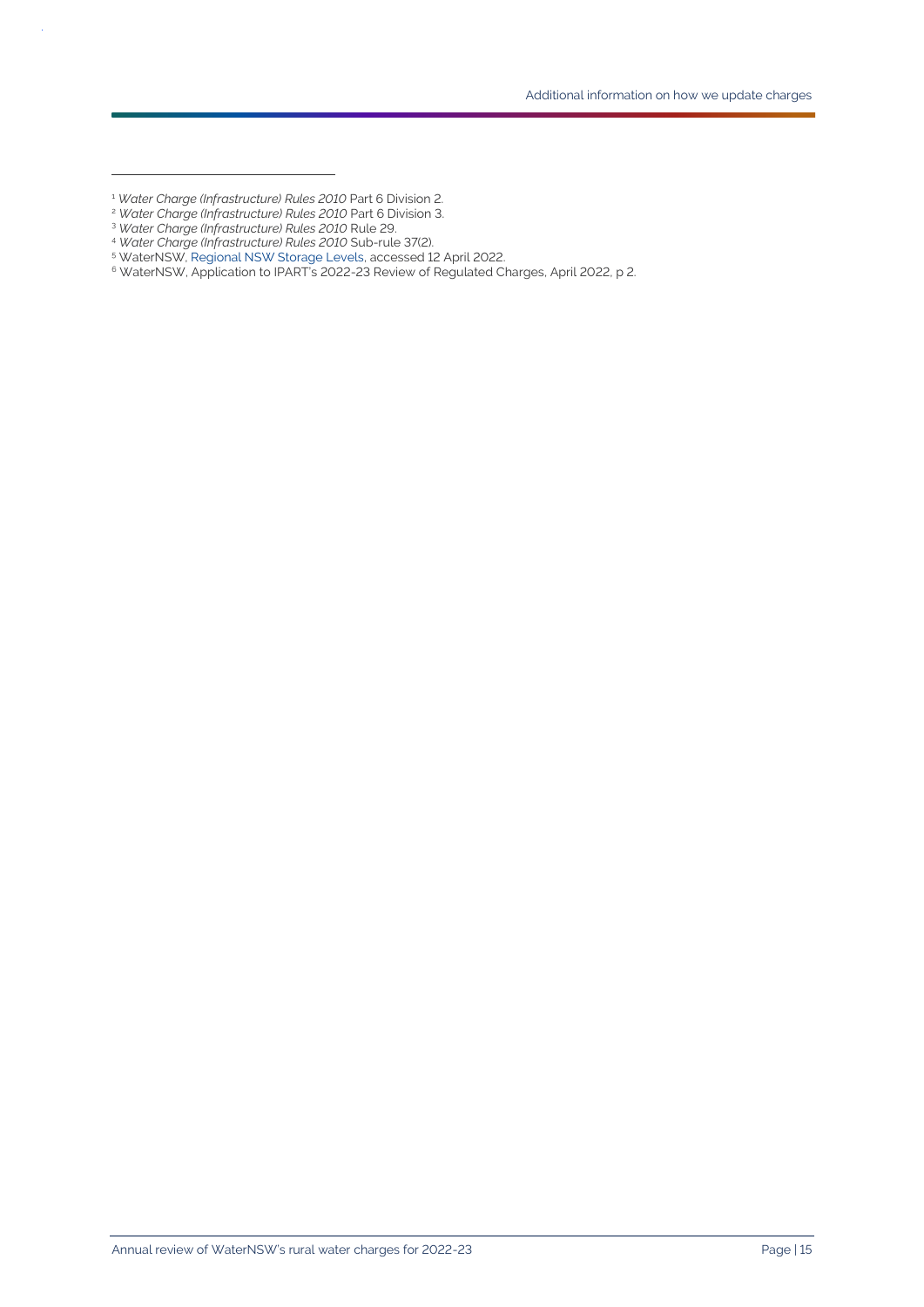[1] *Water Charge (Infrastructure) Rules 2010* Part 6 Division 2.

[2] *Water Charge (Infrastructure) Rules 2010* Part 6 Division 3.

[3] *Water Charge (Infrastructure) Rules 2010* Rule 29.

[4] *Water Charge (Infrastructure) Rules 2010* Sub-rule 37(2).

[5] WaterNSW, Regional NSW Storage Levels, accessed 12 April 2022.

[6] WaterNSW, Application to IPART's 2022-23 Review of Regulated Charges, April 2022, p 2.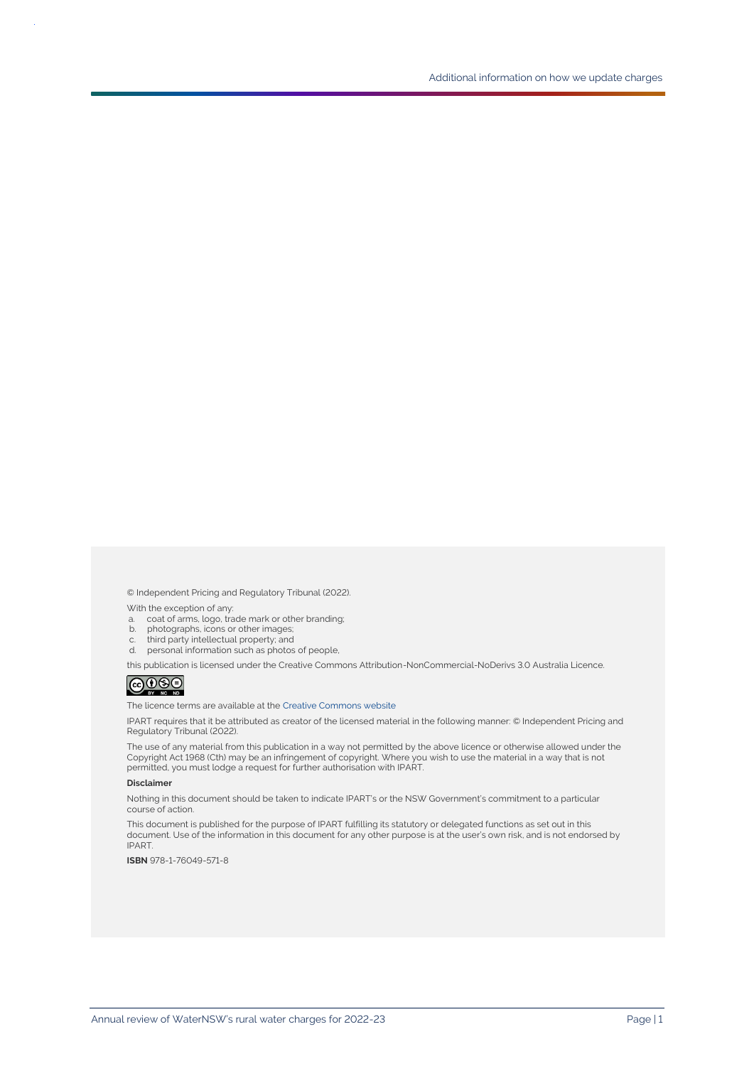© Independent Pricing and Regulatory Tribunal (2022).

With the exception of any:

a. coat of arms, logo, trade mark or other branding;
b. photographs, icons or other images;
c. third party intellectual property; and
d. personal information such as photos of people,

this publication is licensed under the Creative Commons Attribution-NonCommercial-NoDerivs 3.0 Australia Licence.

The licence terms are available at the Creative Commons website

IPART requires that it be attributed as creator of the licensed material in the following manner: © Independent Pricing and Regulatory Tribunal (2022).

The use of any material from this publication in a way not permitted by the above licence or otherwise allowed under the Copyright Act 1968 (Cth) may be an infringement of copyright. Where you wish to use the material in a way that is not permitted, you must lodge a request for further authorisation with IPART.

**Disclaimer**

Nothing in this document should be taken to indicate IPART's or the NSW Government's commitment to a particular course of action.

This document is published for the purpose of IPART fulfilling its statutory or delegated functions as set out in this document. Use of the information in this document for any other purpose is at the user's own risk, and is not endorsed by IPART.

**ISBN** 978-1-76049-571-8